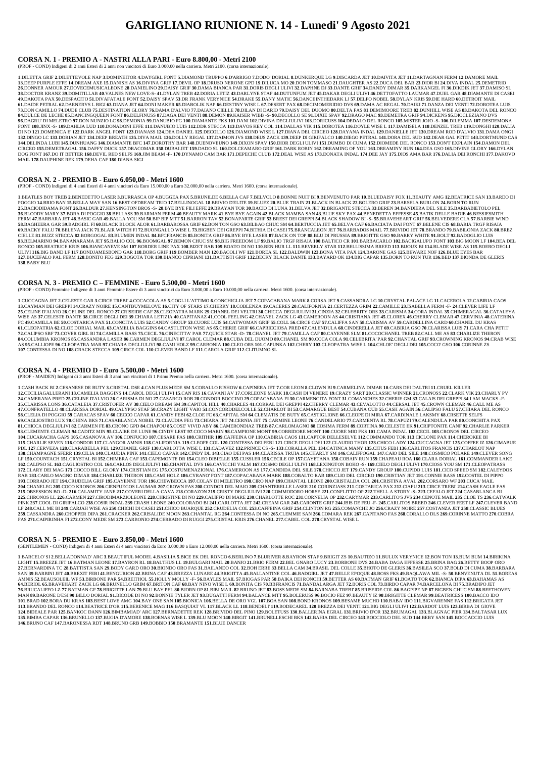# GARIGLIANO RIUNIONE N. 14 - Lunedi' 9 Agosto 2021

## CORSA N. 1 - PREMIO A - NASTRI ALLA PARI - Euro 8.800,00 - Metri 2100

(PROF - COND) Indigeni di 2 anni Esteri di 2 anni non vincitori di Euro 3.000,00 nella carriera. Metri 2100. (corsa internazionale).

**1**.DILETTA GRIF **2**.DILETTEVOLE NAP **3**.DOMINEITOR **4**.DAYGIRL FONT **5**.DIAMOND TRUPPO **6**.D'ARRIGO **7**.DODO' DORIAL **8**.DUNKERQUE LG **9**.DISCARDA JET **10**.DAIVITA JET **11**.DARTAGNAN FERM **12**.DAMORE MAIL **13**.DEEP PURPLE EFFE **14**.DREAM AXE **15**.DANISH AS **16**.DIVINA GRIF **17**.DEVIL OP **18**.DRUSO NERONE GPD **19**.DILUCA MO **20**.DON TOMMASO **21**.DAUGHTER AS **22**.DUCA DEL BAR **23**.DIOR BI **24**.DIVA INDAL **25**.DEMETRIO **26**.DONNER AMOUR **27**.DOVECEMUSICALEONE **28**.DANIELINO **29**.DAISY GRIF **30**.DAMA BIANCA PAR **31**.DORIS DEGLI ULIVI **32**.DAPHNE DJ **33**.DANTE GRIF **34**.DANDY DIMAR **35**.DARKANGEL FI **36**.DIKDIK JET **37**.DAMISO SL **38**.DOCTOR KRANZ **39**.DOMITILLAB **40**.VALNES NEW LOVE-S- **41**.DYLAN TREB **42**.DORIA LETIZ **43**.DARLYNE STAF **44**.DUTUNFUM JET **45**.DAKAR DEGLI ULIVI **46**.DETTOFATTO LAUMAR **47**.DUEL GAR **48**.DIAMANTE DI CASEI **49**.DAKOTA PAX **50**.DESPACITO **51**.DIVAFATALE FONT **52**.DAISY SPAV **53**.DR FRANK VERYNICE **54**.DRAKE **55**.DANY MATIC **56**.DANCEINTHEDARK LJ **57**.DELFO NOBEL **58**.DYLAN KRIS **59**.DIE HARD **60**.DETROIT MAIL **61**.DAIDE PETRAL **62**.DAENERYS L BIGI **63**.DIANA JET **64**.DONI MAKER **65**.DIABOLIK NAP **66**.DESTINY WISE L **67**.DESERT PAX **68**.DECIMOMERIDIO DVS **69**.DAMA AC REGAL **70**.DAIKI **71**.DANZA DEI VENTI **72**.DOROTEA LUIS **73**.DON CAMILLO **74**.DUDE CLUB **75**.DESTINATION GLORY **76**.DAMA D'ALVIO **77**.DAIANO CIELLE **78**.DILAN DI DARIO **79**.DAISY DEL DUOMO **80**.DELTA FAS **81**.DEMIMOORE TREB **82**.DUNHILL WISE AS **83**.DAKOTA DEL RONCO **84**.DULCE DE LECHE **85**.DANCINGQUEEN FONT **86**.DELFINUSS **87**.DAGA DEI VENTI **88**.DEMON **89**.KAISER WIBB -S- **90**.DECOLLO SE **91**.DIXIE SPAV **92**.DRAGO MAC **93**.DEMETRA GRIF **94**.DICKENS **95**.DIOCLEZIANO DVS **96**.DAGRU' DI MELETRO **97**.DON NUNZIO LC **98**.DEMONIA **99**.DANUBIO FG **100**.DIAMANTE FKS **101**.DANI **102**.DIVINA DEGLIULIVI **103**.DORICUSS **104**.DEDALO DEL RONCO **105**.MISTER JOJO -S- **106**.DILEMMA **107**.DESDEMONA FONT **108**.JINX -S- **109**.DAHLIA LUD **110**.DONADONI EFFE **111**.DANUBIO LUIS **112**.DDR STECCA **113**.DAVOS KEY COL **114**.DALLAS VIK **115**.DOROTEA **116**.DOYLE WISE L **117**.DAMISELA **118**.DENZEL TREB **119**.DONGHI **120**.DALIA DI NO **121**.DOMENICA E' **122**.DARK ANGEL FONT **123**.DIANASS **124**.DEA DANIEL **125**.DECOLLO **126**.DIAMOND WISE L **127**.DIANA DEL CIRCEO **128**.DAYANA INDAL **129**.DANIELLE JET **130**.DREAM ROD D'ALVIO **131**.DAMA ONGI **132**.DINGO LC **133**.DORIAN JET **134**.DEEP BREATH **135**.DIVA MAIL **136**.DOLLY REGAL **137**.DAIMON JVS **138**.DEUS ZACK **139**.DEEP DI GIRIFALCO **140**.DIEGO PETRAL **141**.DORA DEL SUD **142**.DEAR GAL PETIT **143**.DORTMUND CAS **144**.DELINDA LUBI **145**.DUNHUANG **146**.DIAMANTE BFC **147**.DOROTHY BAR **148**.DUENOVEUNO **149**.DIXON SPAV **150**.DIOR DEGLI ULIVI **151**.DUMBO DI CUMA **152**.DIOMEDE DEL RONCO **153**.DON'T EXPLAIN **154**.DAMON DEL CIRCEO **155**.DEMETRAGAL **156**.DAFFY DUCK **157**.DRACOMAR **158**.DUBAI JET **159**.DADO SL **160**.DOLCEAMARO GRIF **161**.DARK ROBIN **162**.DREAMING OF YOU **163**.DREAMINY RUN **164**.DEA GSO **165**.DIVINE GLORY **166**.DYLAN DOG FONT **167**.DO IT BETTER **168**.DEVIL RED SELFS **169**.JIM BEAM -F- **170**.DYNAMO CAM BAR **171**.DEPECHE CLUB **172**.DEAL WISE AS **173**.DONATA INDAL **174**.DEE JAY **175**.DIOS AMA BAR **176**.DALIA DEI RONCHI **177**.DAKOVO MAIL **178**.DAUPHINE REK **179**.DEHA CAF **180**.DIANA SIGI

## CORSA N. 2 - PREMIO B - Euro 6.050,00 - Metri 1600

(PROF - COND) Indigeni di 4 anni Esteri di 4 anni vincitori da Euro 15.000,00 a Euro 32.000,00 nella carriera. Metri 1600. (corsa internazionale).

**1**.BEATLES BOY TREB **2**.BENEDETTO LASER **3**.BURRASCA OP **4**.BUGGEA PAX **5**.BRUNILDE **6**.BELLA CAF **7**.BELVOLO **8**.BONNE NUIT BI **9**.BENVENUTO PAR **10**.BLUEDAISY FOX **11**.BEAUTY AMG **12**.BEATRICE SAN **13**.BARDO DI POGGIO **14**.BRIO BAN **15**.BELLA MAY SAN **16**.BEST OFDREAM TRIO **17**.BELLINOGAL **18**.BRIVIO D'ELITE **19**.BLUEZ **20**.BLUE TRAIN **21**.BLACK IN BLACK **22**.BOLERO GRIF **23**.BARSELA BURLON **24**.BORN TO RUN **25**.BACIODIDAMA FONT **26**.BALDUR **27**.KENSINGTON BROS -S- **28**.BYE BYE FILI EFFE **29**.BRAYAN TOR **30**.BACIO DI LUNA **31**.BELVA JET **32**.BRIGANTE STECCA **33**.BEREN **34**.BANDIERA DEL SILE **35**.BARBABIETOLO PEL **36**.BLOODY MARY **37**.BORA DI POGGIO **38**.BELLASS **39**.BARMAN FERM **40**.BEAUTY MARK **41**.BYE BYE AGAIN **42**.BLACK MAMBA SAN **43**.BLUE SKY PAX **44**.BENEDETTA EFFESSE **45**.BATIK DELLE BADIE **46**.BESSIESMITH FERM **47**.BARBARA JET **48**.BASIC GAR **49**.BALLA YOU SM **50**.BIP BIP MTT **51**.BARRON TAV **52**.BONAPARTE GRIF **53**.BREST DEI GREPPI **54**.BLACK SHADOW BI -S- **55**.BRAVEHEART GRIF **56**.BELVEDERE CLA **57**.BARBIE WIND **58**.BAGHEERA GAR **59**.BADGIRL FI **60**.BLACK BLOCK ALOR **61**.BARBAROSSA GRIF **62**.BON TON GSO **63**.BILBAO CHUC SM **64**.BERTUCCIA JET **65**.BELVA CAF **66**.BACIATA DAI FONT **67**.BELENE CIS **68**.BARIA TRGF RISAIA **69**.BACKY FALU **70**.BELENA JACK **71**.BLAIR WITCH FI **72**.BUONGALLO WISE L **73**.BIGBEN DEI GREPPI **74**.BITHIA DI CASEI **75**.BRANCALEON JET **76**.BARBADOS MAIL **77**.BRIVIDO JET **78**.BRANDO **79**.BABILONIA ZACK **80**.BREZ CIELLE **81**.BUZZ STECCA **82**.BORGOGAL **83**.BLUMEN INDAL **84**.BFCFRANCIS **85**.BONITA GRIF **86**.BYE BYE LASER **87**.BACK ON TOP **88**.BLU DI PRUSSIA **89**.BRIGITTE GSO **90**.BARRY WHITE **91**.BOLT **92**.BADOGLIO LUIS **93**.BELMARINO **94**.BANANARAMA JET **95**.BALIO COL **96**.BOOMGAL **97**.BEMON CHUC SM **98**.BIG FREEDOM LF **99**.BALIO TRGF RISAIA **100**.BALTICO CR **101**.BARBACARLO **102**.BACIGALUPO FONT **103**.BIG MOON LF **104**.BEA DEL RONCO **105**.BEATRICE KRIS **106**.BIANCANEVE SM **107**.BORDER LINE PAX **108**.BIZET RAB **109**.BOATO DI NO **110**.BEN HUR LL **111**.BEVERLY STAR **112**.BELLISSIMA BREED **113**.BIJOUX BI **114**.BLADE WISE AS **115**.BOERO DEGLI ULIVI **116**.BIG BAND LF **117**.BONDJAMESBOND GAR **118**.BORG GRIF **119**.BOMBER MAN **120**.BACOLI WF **121**.BOREA SL **122**.BALDWIN **123**.BONA VITA PAX **124**.BARONE GAS **125**.BEWARE NOF **126**.BLUE EYES BAR **127**.BUCEFALO PAL FERM **128**.BONITO FEG **129**.BOGOTA TOR **130**.BIANCO CIPRIANI **131**.BATTISTI GRIF **132**.BECKY BLACK DANTE **133**.BAYARD OK **134**.BIG CAPAR **135**.BORN TO RUN TUR **136**.BED **137**.BIONDA DE GLERIS **138**.BABY BLU

## CORSA N. 3 - PREMIO C – FEMMINE - Euro 5.500,00 - Metri 1600

(PROF - COND) Femmine Indigene di 3 anni Femmine Estere di 3 anni vincitrici da Euro 3.000,00 a Euro 10.000,00 nella carriera. Metri 1600. (corsa internazionale).

**1**.CUCCAGNA JET **2**.CELESTE GAR **3**.CIRCE TREBI' **4**.COCACOLA AS **5**.COGLI L'ATTIMO **6**.CONCHIGLIA JET **7**.COPACABANA MARK **8**.CORSA JET **9**.CASSANDRA LG **10**.CRYSTAL PALACE LG **11**.CACEROLA **12**.CABIRIA CAOS **13**.CAYMAN DEI GREPPI **14**.CRAZY NOIRE **15**.CANTBUYMELOVE **16**.CITY OF STARS **17**.CHERRY **18**.COBLENZA **19**.CACERES **20**.CALIFORNIA **21**.CERTEZZA GRIM **22**.CAMILLE **23**.ISABELLA FERM -F- **24**.CLEVER LIFE LF **25**.CELINE D'ALVIO **26**.CELINE DEL RONCO **27**.CRISEIDE CAF **28**.CLEOPATRA MARK **29**.CHANEL DEI VELTRI **30**.CHICCA DEGLIULIVI **31**.CINZIA **32**.CELEBRITY ORS **33**.CARISMA **34**.CORA INDAL **35**.CHIMERAGAL **36**.CATALEYA WISE AS **37**.CELESTE DANTE **38**.CIRCE DEGLI DEI **39**.CHIARA LETIZIA **40**.CAPITANAZ **41**.COOL FEELING **42**.CHANEL ZACK LG **43**.CAMEROON AS **44**.CRISTIANA JET **45**.CLOREX **46**.CHERRY CLEMAR **47**.CERVINIA **48**.CATERINA FC **49**.CAMILLA BE **50**.COSTARICA PAX **51**.CONCITA LUIS **52**.CANDY GROUP **53**.CUORE LUIS **54**.CATWOMAN GRIF **55**.COLL **56**.CIRCE CAF **57**.CALIFFA SAN **58**.CARISMA AV **59**.CARDELLINA CARD **60**.CHANEL DU KRAS **61**.CLEOPATRIA **62**.CLOE DORIAL MAIL **63**.CAMELIA BAGGINS **64**.CASTLETON WISE AS **65**.CHERIE GRIF **66**.CAPRICCIOSA PRED **67**.CALENDULA **68**.CINDERELLA JET **69**.CABIRIA GSO **70**.CLARISSA LUIS **71**.CARA CHA PETIT **72**.CALIPSO SBF **73**.COVER GIRL BI **74**.CAMILLA BASS **75**.CECIL **76**.CINECITTA' PAR **77**.QUICK STAR -D- **78**.CHANEL JET **79**.CAMILLA CAF **80**.CAYENNE SLM **81**.COCOCHANEL TREB **82**.CALL ME AS **83**.CHARLIZE THERON **84**.COLUMBIA KRONOS **85**.CASSANDRA LASER **86**.CARMEN DEGLIULIVI **87**.CAROL CLEMAR **88**.CUBA DEL DUOMO **89**.CHANEL SM **90**.COCA COLA **91**.CELEBRITA' PAR **92**.CHANTAL GRIF **93**.CROWNING KRONOS **94**.CRAB WISE AS **95**.CALLIOPE **96**.CLEOPATRA MAR **97**.CHIARA DEGLIULIVI **98**.CAMI HOLZ **99**.CARBONIA **100**.CLEO ORS **101**.CAPUNKA **102**.CHERY **103**.CLEOPATRA WISE L **104**.CHLOE' DEGLI DEI **105**.COCO' GSO **106**.CORINNE ZS **107**.CONTESSA DI NO **108**.CRACK STECCA **109**.CIRCE COL **110**.CLEVER BAND LF **111**.CAROLA GRIF **112**.CLITUMNO SL

## CORSA N. 4 - PREMIO D - Euro 5.500,00 - Metri 1600

(PROF - MAIDEN) Indigeni di 3 anni Esteri di 3 anni non vincitori di 1 Primo Premio nella carriera. Metri 1600. (corsa internazionale).

**1**.CASH BACK BI **2**.CESANESE DE BUTY **3**.CRISTAL DSE **4**.CAN PLUS MEDE SM **5**.CORALLO RISHOW **6**.CAPINERA JET **7**.COR LEON **8**.CLOWN BI **9**.CARMELINA DIMAR **10**.CARS DEI DALTRI **11**.CRUEL KILLER **12**.CECILIAGALLERANI **13**.CAMELIA BAGGINS **14**.CAROL DEGLI ULIVI **15**.CAN RIS **16**.CAVANI AV **17**.CORLEONE MARK **18**.CASH DI VENERE **19**.CRAZY SART **20**.CLASSIC WINNER **21**.CRONOSS **22**.CLARK VIK **23**.CHARLY PV **24**.CAMERANA PRED **25**.CELINE D'ALVIO **26**.CARISMA DI NO **27**.CASARGO ROB **28**.CONDOR BOCCINO **29**.COPACABANA FI **30**.CARMENCITA FONT **31**.COMANCHES **32**.CHERIE GM **33**.CALAIS DEI GREPPI **34**.I AM MACKS -F- **35**.CLARISSA LONS **36**.CATALEIA **37**.CRISTOFER AV **38**.CIELO DREAM SM **39**.CAPITOL HILL **40**.CHARLES **41**.CORRAL DEI GREPPI **42**.CHERRY CLEMAR **43**.CEVALOTTO **44**.CERSAL JET **45**.CROWN CLEMAR **46**.CALL ME AS **47**.CONFRATELLO **48**.CLARISSA DORIAL **49**.CALYPSO STAF **50**.CRAZY LIGHT VAIO **51**.CONCORDDELCOLLE **52**.CHARLOT BI **53**.CAMARGUE BEST **54**.CUBANA CUB **55**.CASH AGAIN **56**.CALIPSO FALU **57**.CHIARA DEL RONCO **58**.CLELIA DI POGGIO **59**.CARACAS SPAV **60**.CECCO CAPAR **61**.CANDY FEBI **62**.CLOE FC **63**.CAPITAL SM **64**.CLEMATIS DE BUTY **65**.CASTIGLIONE **66**.CLOEPE DI MIRA **67**.CARDINALE LAKSMY **68**.CRSETTE SELFS **69**.CAGLIOSTRO LUX **70**.CHINA BKS **71**.CASABLANCA NOBEL **72**.CLAUDIA FEG **73**.CHIARA JET **74**.CERNIA JET **75**.CARMINE LEONE **76**.CANDELARIO **77**.CARMENTA RL **78**.CAPUZI **79**.CALENDULA PAR **80**.CONCHITA PAX **81**.CHICCA DEGLIULIVI **82**.CARMEN FE **83**.CRONO GPD **84**.CHAPOU **85**.COSE' VIVID ABY **86**.CAMERONDIAZ TREB **87**.CARLOMAGNO **88**.COSIMA FERM **89**.CORTINA **90**.CELESTE EK **91**.CRIPTONITE CANF **92**.CHARLIE PARKER **93**.CLEMENTE CLEMAR **94**.CADITZ MIN **95**.CLAIRE DE LUNE **96**.CINDY LEST **97**.COCO MARIN **98**.CAMPIONE MONT **99**.CORRIDORE MONT **100**.CUORE MIO FKS **101**.CAMA INDAL **102**.CECIL **103**.CRONOS DEL CIRCEO **104**.CUCARACHA GAPS **105**.CASANOVA AV **106**.CONFUCIO **107**.CESARE FAS **108**.CRITHIR **109**.CAFFEINA OP **110**.CABIRIA CAOS **111**.CAPTOR DELLESELVE **112**.COMMANDO TOR **113**.CICLONE PAX **114**.CHEROKEE BI **115**.CHARLIE SEVEN **116**.CONDOR **117**.CLANGOR AMNIS **118**.CALIFORNIA **119**.CLEOFE COL **120**.CONTESSA DEI FEBI **121**.CIRCE DEGLI DEI **122**.CLAUDIO THOR **123**.CHICO LADY **124**.CUCCAGNA JET **125**.COFFEE IZ **126**.CIMABUE PDL **127**.CERVEZA **128**.CLARABELLA PEL **129**.CHANEL GRIF **130**.CARLOTTA WISE L **131**.CADAVEZ **132**.PRINCE CS -S- **133**.CORALLA PEL **134**.CATINCA MANY **135**.CITUS FEBI **136**.CARLITOS FRANCIS **137**.CHARLOT NAP **138**.CHAMPAGNE SFERR **139**.CILIA **140**.CLAUDIA PINK **141**.CIELO CAPAR **142**.CINDY DL **143**.CIAO DEI PAS **144**.CLARISSA TRUIA **145**.CHARLY SM **146**.CALIFFOGAL **147**.CAIO DEL SILE **148**.COSIMO POLARE **149**.CLEVER SONG LF **150**.COUNTACH **151**.CRYSTAL BI **152**.CHIMERA CAF **153**.CAPEMONTE DR **154**.CLEO DIBIELLE **155**.CUSSLER **156**.CECILE OP **157**.CAYETANA **158**.COBAIN RUN **159**.CHAPEAU ROA **160**.CLARA DORIAL **161**.COMMANDER LAKE **162**.CALIPSO SL **163**.CAGLIOSTRO COL **164**.CARLOS DEGLIULIVI **165**.CHANTAL DVS **166**.CAVICCHI VALM **167**.COSMO DEGLI ULIVI **168**.LEXINGTON BOKO -S- **169**.CIELO DEGLI ULIVI **170**.CIOSS YOU SM **171**.CLEOPATRASS **172**.CLARY DEI MAG **173**.COCCO BILL GLORY **174**.CRISTIAN EG **175**.COSTUMENAZIONAL **176**.CAMEROON AS **177**.CANDIDA DEL SILE **178**.CHICCO JET **179**.CANDY GROUP **180**.CUPIDO LUIS **181**.CICO SPEED SM **182**.CALEYDOS RAB **183**.CARLO MAGNO DIMAR **184**.CHARLIZE THERON **185**.CAMI HOLZ **186**.CYRANO' FONT **187**.COPACABANA MARK **188**.COBALTO RAB **189**.CLIO DEL CIRCEO **190**.CRISTIAN JET **191**.CONNIE BASS **192**.COSTEL DI PIPPO **193**.CORADO JET **194**.CRUDELIA GRIF **195**.CAYENNE TOR **196**.CHEWBECCA **197**.COLAN DI MELETRO **198**.CIRO NAP **199**.CHANTAL LEONE **200**.CRISTALDA COL **201**.CRISTINA AVAL **202**.CORSARO WF **203**.CUCA' MAIL **204**.CHANELEG **205**.COCO KRONOS **206**.CIENFUEGOS LAUMAR **207**.CROWN FAS **208**.CONDOR DEL MAIO **209**.CHANTERELLE LASER **210**.CORINZIASS **211**.COSTARICA PAX **212**.CIAFU **213**.CIRCE TREBI' **214**.CASH EAGLE FAS **215**.OBSESSION BO -D- **216**.CALAMITY JANE **217**.COVERI DELLA CAVA **218**.CORAZON **219**.CRISTY DEGLIULIVI **220**.COMMODORO HORSE **221**.CONFLITTO OP **222**.THELL A STORY -S- **223**.CEFALO JET **224**.CASABLANCA BI **225**.CHRONOS LL **226**.CARMEN **227**.CIRODIMARZIOLEONE **228**.CHRISTINE DI NO **229**.CALIFFO DI MARE **230**.CHARLOTTE ROC **231**.CORNELIA OP **232**.CARYMAR **233**.CARLITO'S JVS **234**.CENOTE MAIL **235**.CLOE TS **236**.CATWALK PINK **237**.COOL DI GIRIFALCO **238**.COSIR INDAL **239**.CRASH LEONE **240**.COLORADO BI **241**.CARLOTTA JET **242**.CREAM GAR **243**.CARONTE GRIF **244**.IBIS DE FEU -F- **245**.CARLITOS BREED **246**.CLEVER FEET LF **247**.CLEVER BAND LF **248**.CALL ME BI **249**.CARAH WISE AS **250**.CHICHI DI CASEI **251**.CHICO BUARQUE **252**.CRUDELIA COL **253**.CAFFEINA GRIF **254**.CLINTON RG **255**.COMANCHE JO **256**.CRAZY NOIRE **257**.COSTANZA JET **258**.CLASSIC BLUES **259**.CASSANDRA **260**.CHOPPER DIPA **261**.CRACKER **262**.CRISALIDE MOON **263**.CHANTAL RG **264**.CONTESSA DI NO **265**.CLEMMIE SAN **266**.COMARA REK **267**.CAPITANO FAS **268**.CORALLO DLS **269**.CORINNE MATTO **270**.COBRA FAS **271**.CAIPIRINHA FI **272**.CONY MEDE SM **273**.CARBONIO **274**.CERRADO DI RUGGI **275**.CRISTAL KRIS **276**.CHANEL **277**.CABEL COL **278**.CRYSTAL WISE L

## CORSA N. 5 - PREMIO E - Euro 3.850,00 - Metri 1600

(GENTLEMEN - COND) Indigeni di 4 anni Esteri di 4 anni vincitori da Euro 3.000,00 a Euro 12.000,00 nella carriera. Metri 1600. (corsa internazionale).

**1**.BARCELO' SI **2**.BELLADONNAD' ARC **3**.BEAUTIFUL MODEL **4**.BASILIA **5**.BICE EK DEL RONCO **6**.BERLINO **7**.BLURIVER **8**.BAYRON STAF **9**.BRIGIT ZS **10**.BAUTIZO **11**.BULUX VERYNICE **12**.BON TON **13**.BUM BUM **14**.BIRIKINA LIGHT **15**.BREEZE JET **16**.BATMAN LEONE **17**.BAYRON RL **18**.BALTHUS LL **19**.BULGARI MAIL **20**.BANJO **21**.BRIO FERM **22**.BEL GNARO LUCY **23**.BORBONE DVS **24**.BABA DAGA EFFESSE **25**.BRINA BAG **26**.BETTY BOOP ORO **27**.BERNARDINA TC **28**.BATTISTA SAN **29**.BODY GARD ORO **30**.BIONDO ORO FAS **31**.BAILANDO COL **32**.BOH ERRE **33**.BELLA CAM **34**.BRASIL DEL COLLE **35**.BHOTO DE GLERIS **36**.BASILEA SCO **37**.BOLD DI CUMA **38**.BARBARA SAN **39**.BARBINI JET **40**.BREXIT FEBI **41**.BENGURION **42**.BRINA CAF **43**.BREZZA LUNARE **44**.BRIGITTA **45**.BALLANTINE COL **46**.BADGIRL JET **47**.BELLE EPOQUE **48**.BOSS FKS **49**.BAQLAWA MIL -S- **50**.BENVENUTA DL **51**.BOREAS AMNIS **52**.BEAUSOLEIL WF **53**.BIRBONE PAR **54**.BREITHOL **55**.HOLLY MOLLY -F- **56**.BAYLES MAIL **57**.BIOGAS PAR **58**.BAIKA DEI RONCHI **59**.BETTER AS **60**.BATMAN GRIF **61**.BOATO TOR **62**.BIANCA DIPA **63**.BAHAMAS AS **64**.BERIOL **65**.BRAVEHART ZACK LG **66**.BRUNELLO GRIM **67**.BRITON CAF **68**.BAY NINO WISE L **69**.BONITA CIS **70**.BBFRANCIS **71**.BANDALARGA JET **72**.BORIS COL **73**.BIRBO CAPAR **74**.BARCELONA BI **75**.BRADIPO JET **76**.BRUCALIFFO LZ **77**.BATMAN GF **78**.BRIGITTE LAN **79**.BLU BAY PEL **80**.BJORN OP **81**.BIBI MAIL **82**.BRUNO JET **83**.BOSS MEDE SM **84**.BARNABA TREBI' **85**.BRISEIDE COL **86**.BAGPIPE NP **87**.BIGBEN CHUC SM **88**.BEETHOVEN MAN **89**.BARONE D'ESI **90**.BILLO DORIAL **91**.BICODE DI NO **92**.BONNIE TYLER JET **93**.BUGATTI FERM **94**.BALANCE MTT **95**.BOLERUSS **96**.BOCIO FEZ **97**.BEAUTY IZ **98**.BRIGITTE CLEMAR **99**.BEATRICESS **100**.BACCO IDO **101**.BRAD **102**.BORA DU KRAS **103**.BEST LOVE AMG **104**.BAY ONE SAN **105**.BIONICA **106**.BELLA DE ORO VGL **107**.BOA SAN **108**.BOND KRONOS **109**.BESAME MUCHO **110**.BABA' IDO **111**.BIGVARENNE FAS **112**.BRIGATA JET **113**.BRANDO DEL RONCO **114**.BEATRICE D'OR **115**.BERENICE MAG **116**.BASQUIAT VL **117**.BLACK LL **118**.BENDELF **119**.BODECAREL **120**.BREZZA DEI VENTI **121**.BIG DEGLI ULIVI **122**.BARDOT LUIS **123**.BIRBA DI GIOVE **124**.BIDEALE PAR **125**.BANKOC DANN **126**.BIMBAMIAD' ARC **127**.BERNADETTE REK **128**.BRIVIDO DEL PINO **129**.BOLETUSS **130**.BALLERINA EGRAL **131**.BRIVIO D'OR **132**.BRUMAGAL **133**.BLAGNAC PIER **134**.BALTASAR LUX **135**.BIMBA CAPAR **136**.BRUNELLO **137**.BUGIA D'AMORE **138**.BOENAS WISE L **139**.BLU MOON **140**.BIRGIT **141**.BRUNELLESCHI BKS **142**.BAHIA DEL CIRCEO **143**.BOCCIOLO DEL SUD **144**.BEBY SAN **145**.BOCCACCIO LUIS **146**.BRUNO CAF **147**.BARONESSA RDT **148**.BRUNO GRB **149**.BOBBIO **150**.BRAMANTE **151**.BLUE DANCER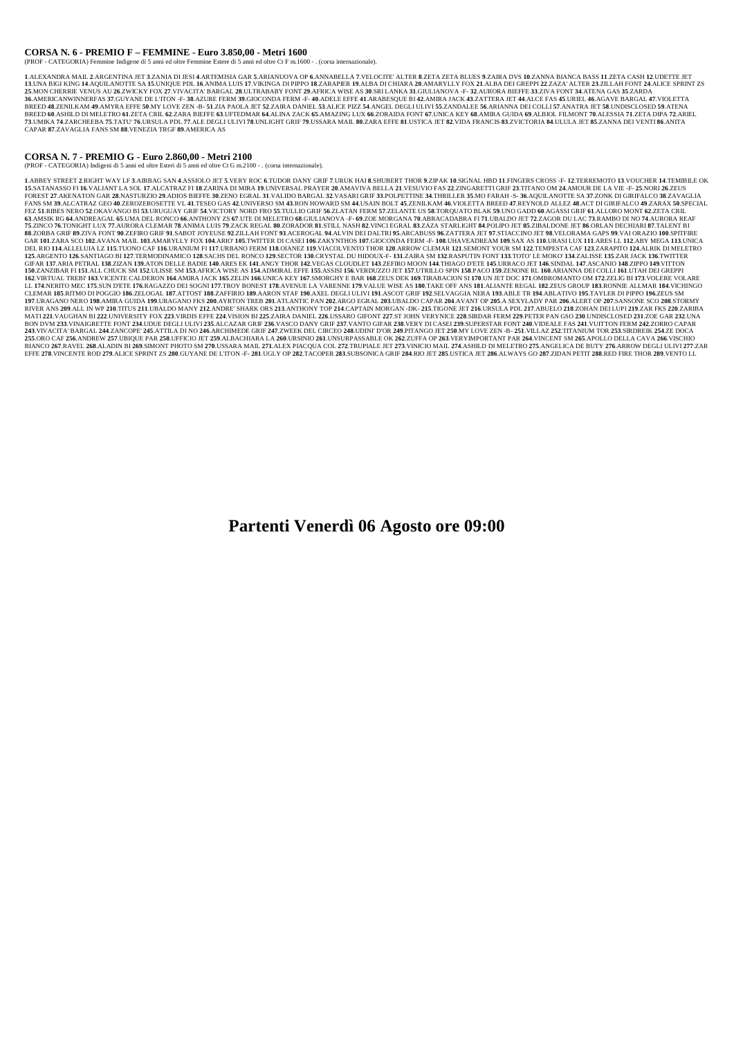## CORSA N. 6 - PREMIO F – FEMMINE - Euro 3.850,00 - Metri 1600

(PROF - CATEGORIA) Femmine Indigene di 5 anni ed oltre Femmine Estere di 5 anni ed oltre Ct F m.1600 - . (corsa internazionale).

**1**.ALEXANDRA MAIL **2**.ARGENTINA JET **3**.ZANIA DI JESI **4**.ARTEMISIA GAR **5**.ARIANUOVA OP **6**.ANNABELLA **7**.VELOCITE' ALTER **8**.ZETA ZETA BLUES **9**.ZAIRA DVS **10**.ZANNA BIANCA BASS **11**.ZETA CASH **12**.UDETTE JET **13**.UNA BIGI KING **14**.AQUILANOTTE SA **15**.UNIQUE PDL **16**.ANIMA LUIS **17**.VIKINGA DI PIPPO **18**.ZARAPIER **19**.ALBA DI CHIARA **20**.AMARYLLY FOX **21**.ALBA DEI GREPPI **22**.ZAZA' ALTER **23**.ZILLAH FONT **24**.ALICE SPRINT ZS **25**.MON CHERRIE VENUS AU **26**.ZWICKY FOX **27**.VIVACITA' BARGAL **28**.ULTRABABY FONT **29**.AFRICA WISE AS **30**.SRI LANKA **31**.GIULIANOVA -F- **32**.AURORA BIEFFE **33**.ZIVA FONT **34**.ATENA GAS **35**.ZARDA **36**.AMERICANWINNERFAS **37**.GUYANE DE L'ITON -F- **38**.AZURE FERM **39**.GIOCONDA FERM -F- **40**.ADELE EFFE **41**.ARABESQUE BI **42**.AMIRA JACK **43**.ZATTERA JET **44**.ALCE FAS **45**.URIEL **46**.AGAVE BARGAL **47**.VIOLETTA BREED **48**.ZENILKAM **49**.AMYRA EFFE **50**.MY LOVE ZEN -B- **51**.ZIA PAOLA JET **52**.ZAIRA DANIEL **53**.ALICE PIZZ **54**.ANGEL DEGLI ULIVI **55**.ZANDALEE **56**.ARIANNA DEI COLLI **57**.ANATRA JET **58**.UNDISCLOSED **59**.ATENA BREED **60**.ASHILD DI MELETRO **61**.ZETA CRIL **62**.ZARA BIEFFE **63**.UFTEDMAR **64**.ALINA ZACK **65**.AMAZING LUX **66**.ZORAIDA FONT **67**.UNICA KEY **68**.AMIRA GUIDA **69**.ALBIOL FILMONT **70**.ALESSIA **71**.ZETA DIPA **72**.ARIEL **73**.UMIKA **74**.ZARCHEEBA **75**.TATU' **76**.URSULA PDL **77**.ALE DEGLI ULIVI **78**.UNLIGHT GRIF **79**.USSARA MAIL **80**.ZARA EFFE **81**.USTICA JET **82**.VIDA FRANCIS **83**.ZVICTORIA **84**.ULULA JET **85**.ZANNA DEI VENTI **86**.ANITA CAPAR **87**.ZAVAGLIA FANS SM **88**.VENEZIA TRGF **89**.AMERICA AS

## CORSA N. 7 - PREMIO G - Euro 2.860,00 - Metri 2100

(PROF - CATEGORIA) Indigeni di 5 anni ed oltre Esteri di 5 anni ed oltre Ct G m.2100 - . (corsa internazionale).

**1**.ABBEY STREET **2**.RIGHT WAY LF **3**.AIRBAG SAN **4**.ASSIOLO JET **5**.VERY ROC **6**.TUDOR DANY GRIF **7**.URUK HAI **8**.SHUBERT THOR **9**.ZIPAK **10**.SIGNAL HBD **11**.FINGERS CROSS -F- **12**.TERREMOTO **13**.VOUCHER **14**.TEMIBILE OK **15**.SATANASSO FI **16**.VALIANT LA SOL **17**.ALCATRAZ FI **18**.ZARINA DI MIRA **19**.UNIVERSAL PRAYER **20**.AMAVIVA BELLA **21**.VESUVIO FAS **22**.ZINGARETTI GRIF **23**.TITANO OM **24**.AMOUR DE LA VIE -F- **25**.NORI **26**.ZEUS FOREST **27**.AKENATON GAR **28**.NASTURZIO **29**.ADIOS BIEFFE **30**.ZENO EGRAL **31**.VALIDO BARGAL **32**.VASARI GRIF **33**.POLPETTINE **34**.THRILLER **35**.MO FARAH -S- **36**.AQUILANOTTE SA **37**.ZONK DI GIRIFALCO **38**.ZAVAGLIA FANS SM **39**.ALCATRAZ GEO **40**.ZEROZEROSETTE VL **41**.TESEO GAS **42**.UNIVERSO SM **43**.RON HOWARD SM **44**.USAIN BOLT **45**.ZENILKAM **46**.VIOLETTA BREED **47**.REYNOLD ALLEZ **48**.ACT DI GIRIFALCO **49**.ZARAX **50**.SPECIAL FEZ **51**.RIBES NERO **52**.OKAVANGO BI **53**.URUGUAY GRIF **54**.VICTORY NORD FRO **55**.TULLIO GRIF **56**.ZLATAN FERM **57**.ZELANTE US **58**.TORQUATO BLAK **59**.UNO GADD **60**.AGASSI GRIF **61**.ALLORO MONT **62**.ZETA CRIL **63**.AMSIK RG **64**.ANDREAGAL **65**.UMA DEL RONCO **66**.ANTHONY ZS **67**.UTE DI MELETRO **68**.GIULIANOVA -F- **69**.ZOE MORGANA **70**.ABRACADABRA FI **71**.UBALDO JET **72**.ZAGOR DU LAC **73**.RAMBO DI NO **74**.AURORA REAF **75**.ZINCO **76**.TONIGHT LUX **77**.AURORA CLEMAR **78**.ANIMA LUIS **79**.ZACK REGAL **80**.ZORADOR **81**.STILL NASH **82**.VINCI EGRAL **83**.ZAZA STARLIGHT **84**.POLIPO JET **85**.ZIBALDONE JET **86**.ORLAN DECHIARI **87**.TALENT BI **88**.ZORBA GRIF **89**.ZIVA FONT **90**.ZEFIRO GRIF **91**.SABOT JOYEUSE **92**.ZILLAH FONT **93**.ACEROGAL **94**.ALVIN DEI DALTRI **95**.ARCABUSS **96**.ZATTERA JET **97**.STIACCINO JET **98**.VELORAMA GAPS **99**.VAI ORAZIO **100**.SPITFIRE GAR **101**.ZARA SCO **102**.AVANA MAIL **103**.AMARYLLY FOX **104**.ARIO' **105**.TWITTER DI CASEI **106**.ZAKYNTHOS **107**.GIOCONDA FERM -F- **108**.UHAVEADREAM **109**.SAX AS **110**.URASI LUX **111**.ARES LL **112**.ABY MEGA **113**.UNICA DEL RIO **114**.ALLELUIA LZ **115**.TUONO CAF **116**.URANIUM FI **117**.URBANO FERM **118**.OIANEZ **119**.VIACOLVENTO THOR **120**.ARROW CLEMAR **121**.SEMONT YOUR SM **122**.TEMPESTA CAF **123**.ZARAPITO **124**.ALRIK DI MELETRO **125**.ARGENTO **126**.SANTIAGO BI **127**.TERMODINAMICO **128**.SACHS DEL RONCO **129**.SECTOR **130**.CRYSTAL DU HIDOUX-F- **131**.ZAIRA SM **132**.RASPUTIN FONT **133**.TOTO' LE MOKO' **134**.ZALISSE **135**.ZAR JACK **136**.TWITTER GIFAR **137**.ARIA PETRAL **138**.ZIZAN **139**.ATON DELLE BADIE **140**.ARES EK **141**.ANGY THOR **142**.VEGAS CLOUDLET **143**.ZEFIRO MOON **144**.THIAGO D'ETE **145**.URRACO JET **146**.SINDAL **147**.ASCANIO **148**.ZIPPO **149**.VITTON **150**.ZANZIBAR FI **151**.ALL CHUCK SM **152**.ULISSE SM **153**.AFRICA WISE AS **154**.ADMIRAL EFFE **155**.ASSISI **156**.VERDUZZO JET **157**.UTRILLO SPIN **158**.PACO **159**.ZENONE RL **160**.ARIANNA DEI COLLI **161**.UTAH DEI GREPPI **162**.VIRTUAL TREBI **163**.VICENTE CALDERON **164**.AMIRA JACK **165**.ZELIN **166**.UNICA KEY **167**.SMORGHY E BAR **168**.ZEUS DEK **169**.TIRABACION SI **170**.UN JET DOC **171**.OMBROMANTO OM **172**.ZELIG BI **173**.VOLERE VOLARE LL **174**.NERITO MEC **175**.SUN D'ETE **176**.RAGAZZO DEI SOGNI **177**.TROY BONEST **178**.AVENUE LA VARENNE **179**.VALUE WISE AS **180**.TAKE OFF ANS **181**.ALIANTE REGAL **182**.ZEUS GROUP **183**.RONNIE ALLMAR **184**.VICHINGO CLEMAR **185**.RITMO DI POGGIO **186**.ZELOGAL **187**.ATTOST **188**.ZAFFIRIO **189**.AARON STAF **190**.AXEL DEGLI ULIVI **191**.ASCOT GRIF **192**.SELVAGGIA NERA **193**.ABLE TR **194**.ABLATIVO **195**.TAYLER DI PIPPO **196**.ZEUS SM **197**.URAGANO NERO **198**.AMIRA GUIDA **199**.URAGANO FKS **200**.AYRTON TREB **201**.ATLANTIC PAN **202**.ARGO EGRAL **203**.UBALDO CAPAR **204**.AVANT OP **205**.A SEXYLADY PAR **206**.ALERT OP **207**.SANSONE SCO **208**.STORMY RIVER ANS **209**.ALL IN WP **210**.TITUS **211**.UBALDO MANY **212**.ANDRE' SHARK ORS **213**.ANTHONY TOP **214**.CAPTAIN MORGAN -DK- **215**.TIGONE JET **216**.URSULA PDL **217**.ABUELO **218**.ZOHAN DEI LUPI **219**.ZAR FKS **220**.ZARIBA MATI **221**.VAUGHAN BI **222**.UNIVERSITY FOX **223**.VIRDIS EFFE **224**.VISION BI **225**.ZAIRA DANIEL **226**.USSARO GIFONT **227**.ST JOHN VERYNICE **228**.SIRDAR FERM **229**.PETER PAN GSO **230**.UNDISCLOSED **231**.ZOE GAR **232**.UNA BON DVM **233**.VINAIGRETTE FONT **234**.UDUE DEGLI ULIVI **235**.ALCAZAR GRIF **236**.VASCO DANY GRIF **237**.VANTO GIFAR **238**.VERY DI CASEI **239**.SUPERSTAR FONT **240**.VIDEALE FAS **241**.VUITTON FERM **242**.ZORRO CAPAR **243**.VIVACITA' BARGAL **244**.ZANCOPE' **245**.ATTILA DI NO **246**.ARCHIMEDE GRIF **247**.ZWEEK DEL CIRCEO **248**.UDINI' D'OR **249**.PITANGO JET **250**.MY LOVE ZEN -B- **251**.VILLAZ **252**.TITANIUM TOR **253**.SIRDREIK **254**.ZE DOCA **255**.ORO CAF **256**.ANDREW **257**.UBIQUE PAR **258**.UFFICIO JET **259**.ALBACHIARA LA **260**.URSINIO **261**.UNSURPASSABLE OK **262**.ZUFFA OP **263**.VERYIMPORTANT PAR **264**.VINCENT SM **265**.APOLLO DELLA CAVA **266**.VISCHIO BIANCO **267**.RAVEL **268**.ALADIN BI **269**.SIMONT PHOTO SM **270**.USSARA MAIL **271**.ALEX PIACQUA COL **272**.TRUPIALE JET **273**.VINICIO MAIL **274**.ASHILD DI MELETRO **275**.ANGELICA DE BUTY **276**.ARROW DEGLI ULIVI **277**.ZAR EFFE **278**.VINCENTE ROD **279**.ALICE SPRINT ZS **280**.GUYANE DE L'ITON -F- **281**.UGLY OP **282**.TACOPER **283**.SUBSONICA GRIF **284**.RIO JET **285**.USTICA JET **286**.ALWAYS GO **287**.ZIDAN PETIT **288**.RED FIRE THOR **289**.VENTO LL

# Partenti Venerdì 06 Agosto ore 09:00